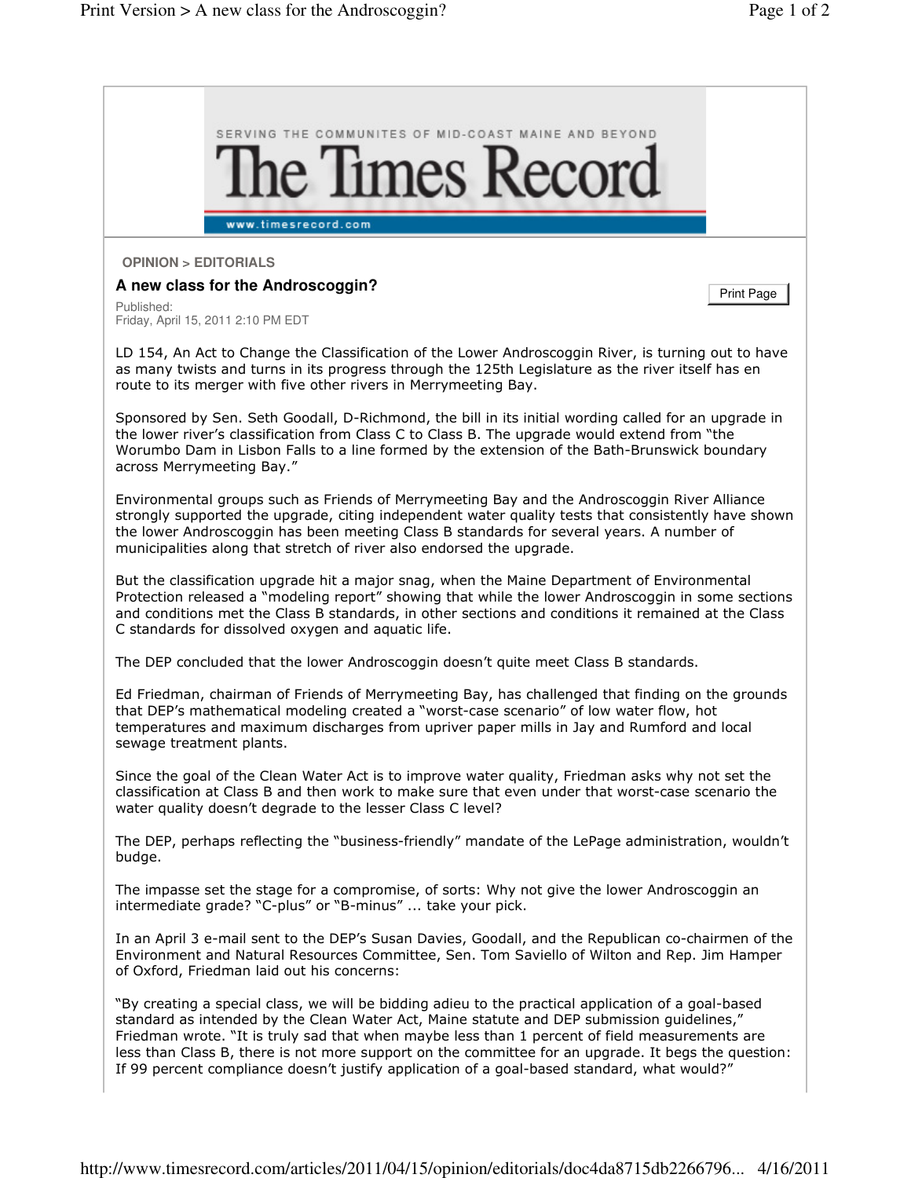The Times Record

SERVING THE COMMUNITES OF MID-COAST MAINE AND BEYOND

www.timesrecord.com

OPINION > EDITORIALS

## A new class for the Androscoggin?

Published:
Friday, April 15, 2011 2:10 PM EDT

LD 154, An Act to Change the Classification of the Lower Androscoggin River, is turning out to have as many twists and turns in its progress through the 125th Legislature as the river itself has en route to its merger with five other rivers in Merrymeeting Bay.

Sponsored by Sen. Seth Goodall, D-Richmond, the bill in its initial wording called for an upgrade in the lower river's classification from Class C to Class B. The upgrade would extend from "the Worumbo Dam in Lisbon Falls to a line formed by the extension of the Bath-Brunswick boundary across Merrymeeting Bay."

Environmental groups such as Friends of Merrymeeting Bay and the Androscoggin River Alliance strongly supported the upgrade, citing independent water quality tests that consistently have shown the lower Androscoggin has been meeting Class B standards for several years. A number of municipalities along that stretch of river also endorsed the upgrade.

But the classification upgrade hit a major snag, when the Maine Department of Environmental Protection released a "modeling report" showing that while the lower Androscoggin in some sections and conditions met the Class B standards, in other sections and conditions it remained at the Class C standards for dissolved oxygen and aquatic life.

The DEP concluded that the lower Androscoggin doesn't quite meet Class B standards.

Ed Friedman, chairman of Friends of Merrymeeting Bay, has challenged that finding on the grounds that DEP's mathematical modeling created a "worst-case scenario" of low water flow, hot temperatures and maximum discharges from upriver paper mills in Jay and Rumford and local sewage treatment plants.

Since the goal of the Clean Water Act is to improve water quality, Friedman asks why not set the classification at Class B and then work to make sure that even under that worst-case scenario the water quality doesn't degrade to the lesser Class C level?

The DEP, perhaps reflecting the "business-friendly" mandate of the LePage administration, wouldn't budge.

The impasse set the stage for a compromise, of sorts: Why not give the lower Androscoggin an intermediate grade? "C-plus" or "B-minus" ... take your pick.

In an April 3 e-mail sent to the DEP's Susan Davies, Goodall, and the Republican co-chairmen of the Environment and Natural Resources Committee, Sen. Tom Saviello of Wilton and Rep. Jim Hamper of Oxford, Friedman laid out his concerns:

"By creating a special class, we will be bidding adieu to the practical application of a goal-based standard as intended by the Clean Water Act, Maine statute and DEP submission guidelines," Friedman wrote. "It is truly sad that when maybe less than 1 percent of field measurements are less than Class B, there is not more support on the committee for an upgrade. It begs the question: If 99 percent compliance doesn't justify application of a goal-based standard, what would?"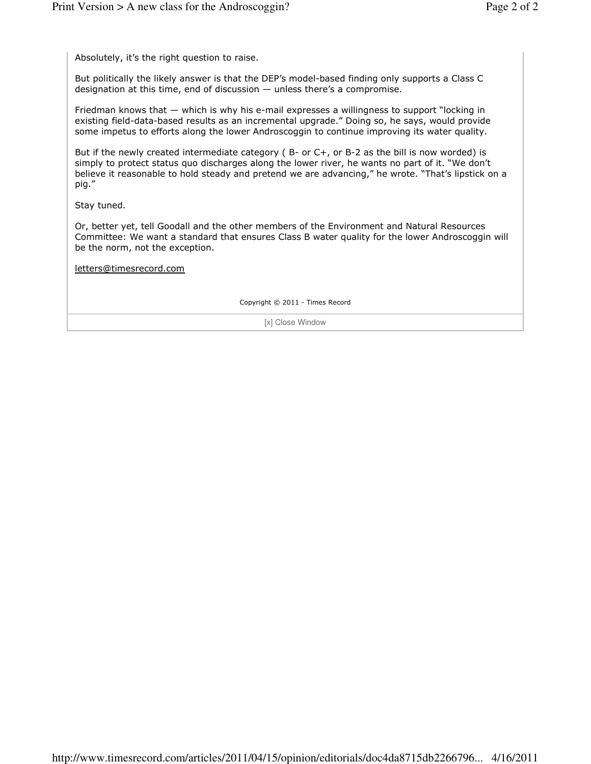Absolutely, it's the right question to raise.

But politically the likely answer is that the DEP's model-based finding only supports a Class C designation at this time, end of discussion — unless there's a compromise.

Friedman knows that — which is why his e-mail expresses a willingness to support "locking in existing field-data-based results as an incremental upgrade." Doing so, he says, would provide some impetus to efforts along the lower Androscoggin to continue improving its water quality.

But if the newly created intermediate category ( B- or C+, or B-2 as the bill is now worded) is simply to protect status quo discharges along the lower river, he wants no part of it. "We don't believe it reasonable to hold steady and pretend we are advancing," he wrote. "That's lipstick on a pig."

Stay tuned.

Or, better yet, tell Goodall and the other members of the Environment and Natural Resources Committee: We want a standard that ensures Class B water quality for the lower Androscoggin will be the norm, not the exception.

letters@timesrecord.com

Copyright © 2011 - Times Record